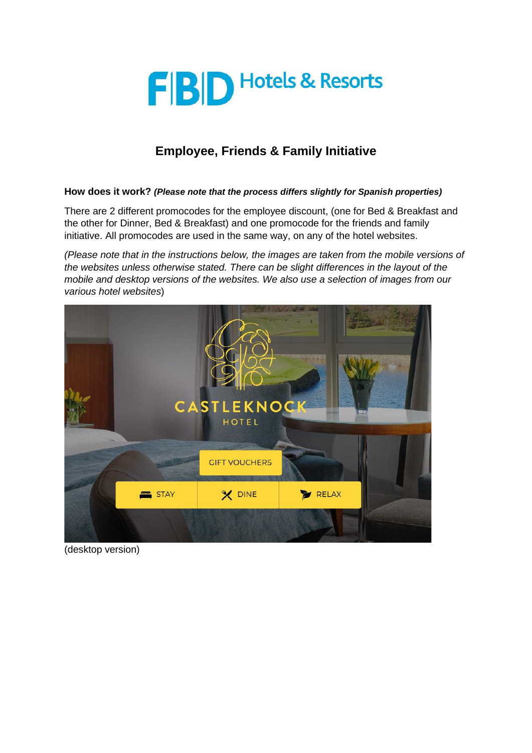# FBD Hotels & Resorts

## Employee, Friends & Family Initiative

**How does it work?** ***(Please note that the process differs slightly for Spanish properties)***

There are 2 different promocodes for the employee discount, (one for Bed & Breakfast and the other for Dinner, Bed & Breakfast) and one promocode for the friends and family initiative. All promocodes are used in the same way, on any of the hotel websites.

*(Please note that in the instructions below, the images are taken from the mobile versions of the websites unless otherwise stated. There can be slight differences in the layout of the mobile and desktop versions of the websites. We also use a selection of images from our various hotel websites*)

(desktop version)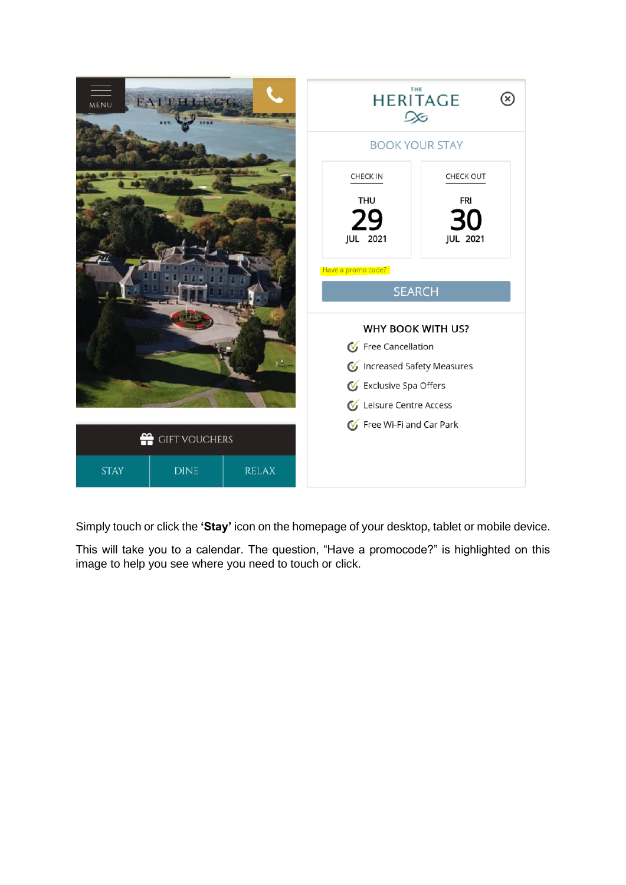Simply touch or click the **'Stay'** icon on the homepage of your desktop, tablet or mobile device.

This will take you to a calendar. The question, "Have a promocode?" is highlighted on this image to help you see where you need to touch or click.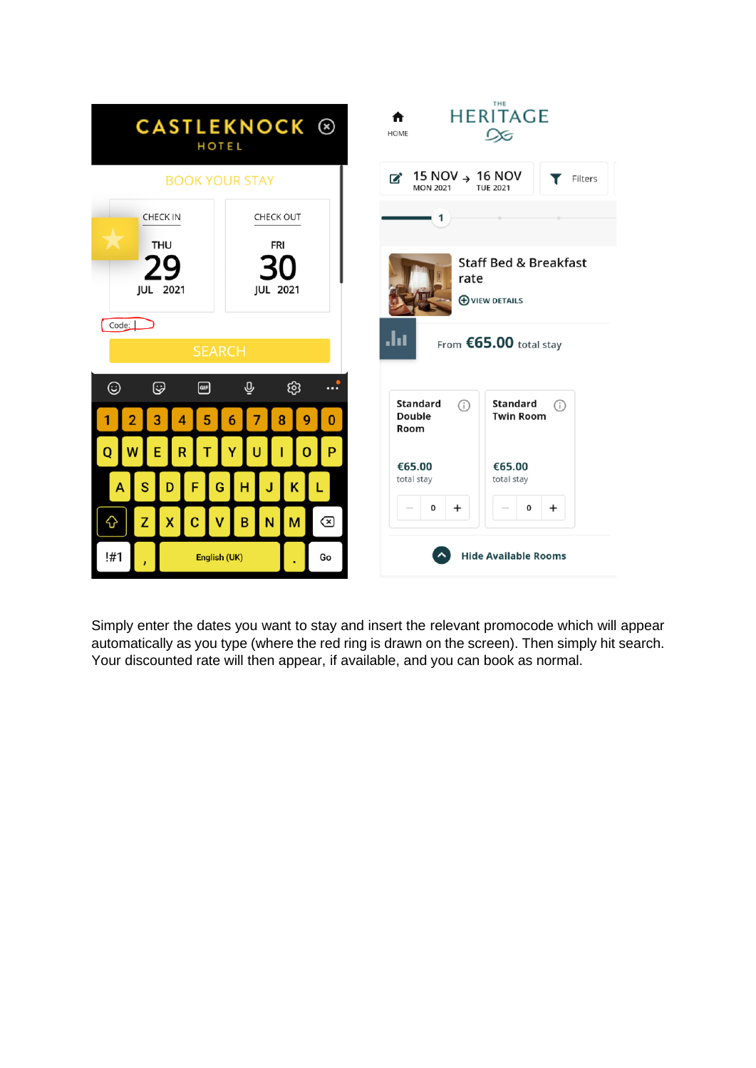Simply enter the dates you want to stay and insert the relevant promocode which will appear automatically as you type (where the red ring is drawn on the screen). Then simply hit search. Your discounted rate will then appear, if available, and you can book as normal.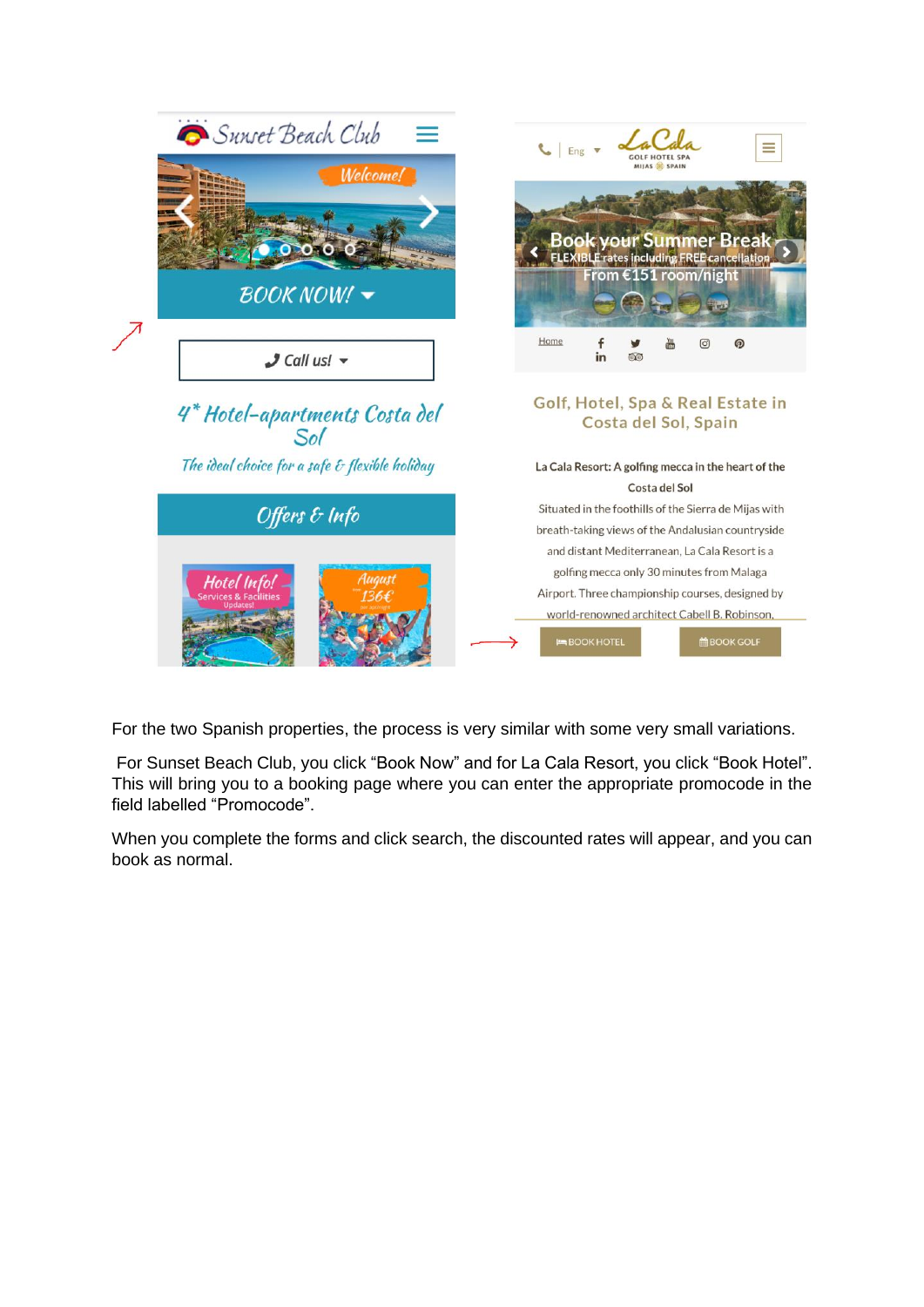For the two Spanish properties, the process is very similar with some very small variations.

For Sunset Beach Club, you click “Book Now” and for La Cala Resort, you click “Book Hotel”. This will bring you to a booking page where you can enter the appropriate promocode in the field labelled “Promocode”.

When you complete the forms and click search, the discounted rates will appear, and you can book as normal.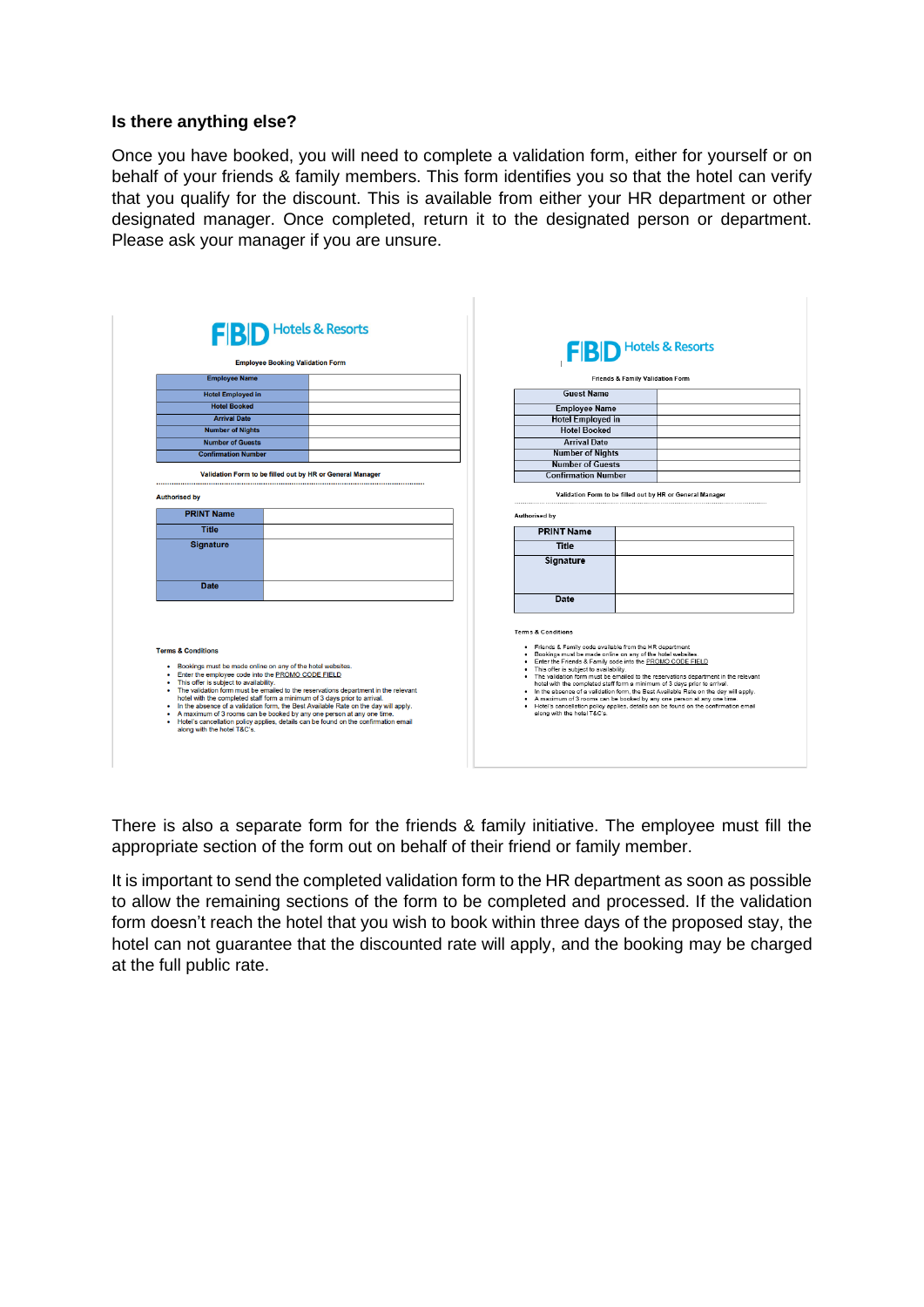**Is there anything else?**

Once you have booked, you will need to complete a validation form, either for yourself or on behalf of your friends & family members. This form identifies you so that the hotel can verify that you qualify for the discount. This is available from either your HR department or other designated manager. Once completed, return it to the designated person or department. Please ask your manager if you are unsure.

FBD Hotels & Resorts

Employee Booking Validation Form

| Employee Name | |
|---|---|
| Hotel Employed in | |
| Hotel Booked | |
| Arrival Date | |
| Number of Nights | |
| Number of Guests | |
| Confirmation Number | |

Validation Form to be filled out by HR or General Manager

Authorised by

| PRINT Name | |
|---|---|
| Title | |
| Signature | |
| Date | |

Terms & Conditions

- Bookings must be made online on any of the hotel websites.
- Enter the employee code into the PROMO CODE FIELD
- This offer is subject to availability.
- The validation form must be emailed to the reservations department in the relevant hotel with the completed staff form a minimum of 3 days prior to arrival.
- In the absence of a validation form, the Best Available Rate on the day will apply.
- A maximum of 3 rooms can be booked by any one person at any one time.
- Hotel's cancellation policy applies, details can be found on the confirmation email along with the hotel T&C's.

FBD Hotels & Resorts

Friends & Family Validation Form

| Guest Name | |
|---|---|
| Employee Name | |
| Hotel Employed in | |
| Hotel Booked | |
| Arrival Date | |
| Number of Nights | |
| Number of Guests | |
| Confirmation Number | |

Validation Form to be filled out by HR or General Manager

Authorised by

| PRINT Name | |
|---|---|
| Title | |
| Signature | |
| Date | |

Terms & Conditions

- Friends & Family code available from the HR department
- Bookings must be made online on any of the hotel websites.
- Enter the Friends & Family code into the PROMO CODE FIELD
- This offer is subject to availability.
- The validation form must be emailed to the reservations department in the relevant hotel with the completed staff form a minimum of 3 days prior to arrival.
- In the absence of a validation form, the Best Available Rate on the day will apply.
- A maximum of 3 rooms can be booked by any one person at any one time.
- Hotel's cancellation policy applies, details can be found on the confirmation email along with the hotel T&C's.

There is also a separate form for the friends & family initiative. The employee must fill the appropriate section of the form out on behalf of their friend or family member.

It is important to send the completed validation form to the HR department as soon as possible to allow the remaining sections of the form to be completed and processed. If the validation form doesn't reach the hotel that you wish to book within three days of the proposed stay, the hotel can not guarantee that the discounted rate will apply, and the booking may be charged at the full public rate.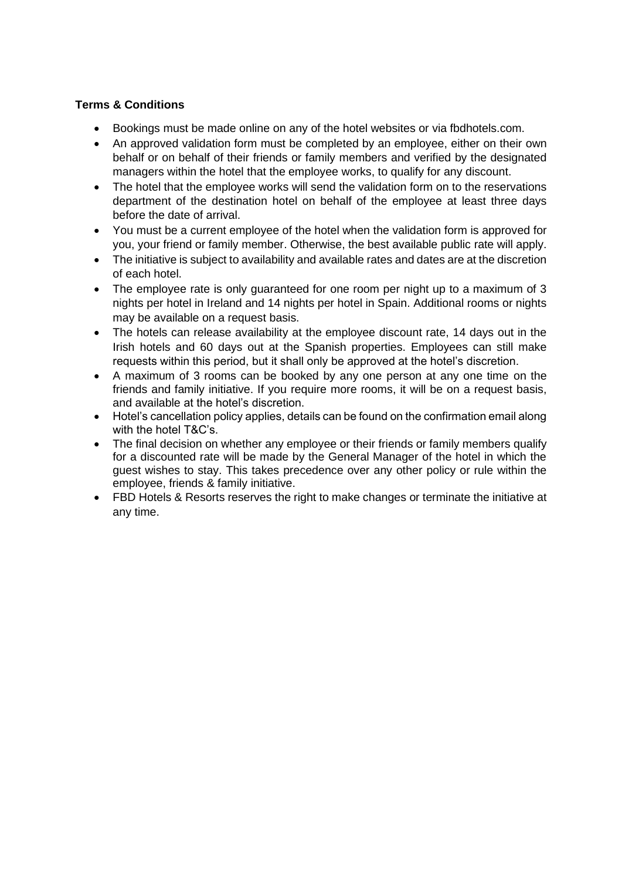**Terms & Conditions**

- Bookings must be made online on any of the hotel websites or via fbdhotels.com.
- An approved validation form must be completed by an employee, either on their own behalf or on behalf of their friends or family members and verified by the designated managers within the hotel that the employee works, to qualify for any discount.
- The hotel that the employee works will send the validation form on to the reservations department of the destination hotel on behalf of the employee at least three days before the date of arrival.
- You must be a current employee of the hotel when the validation form is approved for you, your friend or family member. Otherwise, the best available public rate will apply.
- The initiative is subject to availability and available rates and dates are at the discretion of each hotel.
- The employee rate is only guaranteed for one room per night up to a maximum of 3 nights per hotel in Ireland and 14 nights per hotel in Spain. Additional rooms or nights may be available on a request basis.
- The hotels can release availability at the employee discount rate, 14 days out in the Irish hotels and 60 days out at the Spanish properties. Employees can still make requests within this period, but it shall only be approved at the hotel's discretion.
- A maximum of 3 rooms can be booked by any one person at any one time on the friends and family initiative. If you require more rooms, it will be on a request basis, and available at the hotel's discretion.
- Hotel's cancellation policy applies, details can be found on the confirmation email along with the hotel T&C's.
- The final decision on whether any employee or their friends or family members qualify for a discounted rate will be made by the General Manager of the hotel in which the guest wishes to stay. This takes precedence over any other policy or rule within the employee, friends & family initiative.
- FBD Hotels & Resorts reserves the right to make changes or terminate the initiative at any time.